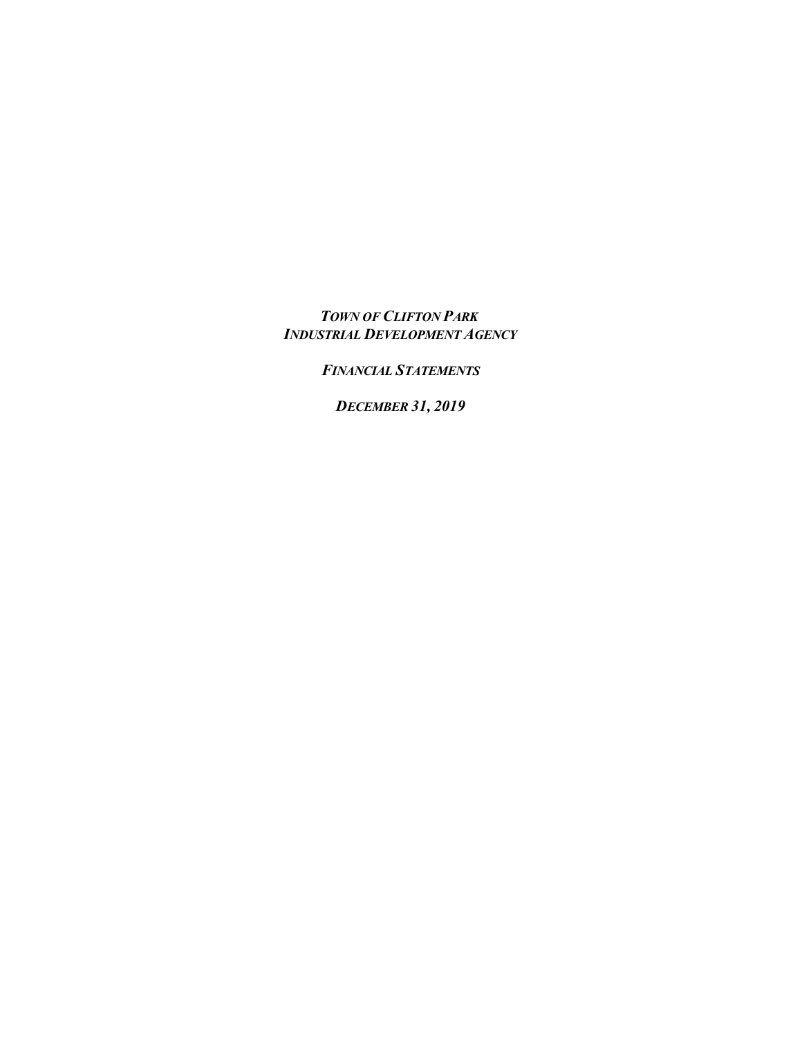***TOWN OF CLIFTON PARK***
***INDUSTRIAL DEVELOPMENT AGENCY***

***FINANCIAL STATEMENTS***

***DECEMBER 31, 2019***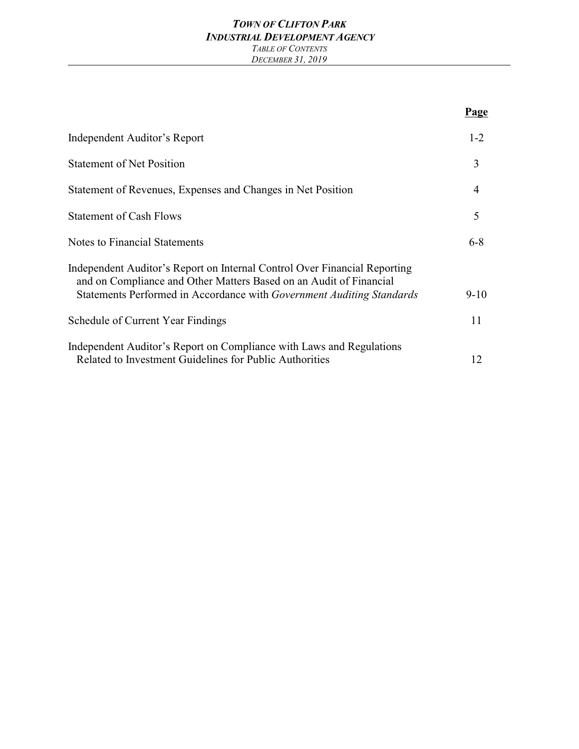# *TOWN OF CLIFTON PARK*
# *INDUSTRIAL DEVELOPMENT AGENCY*

*TABLE OF CONTENTS*
*DECEMBER 31, 2019*

| | **Page** |
|---|---|
| Independent Auditor's Report | 1-2 |
| Statement of Net Position | 3 |
| Statement of Revenues, Expenses and Changes in Net Position | 4 |
| Statement of Cash Flows | 5 |
| Notes to Financial Statements | 6-8 |
| Independent Auditor's Report on Internal Control Over Financial Reporting and on Compliance and Other Matters Based on an Audit of Financial Statements Performed in Accordance with *Government Auditing Standards* | 9-10 |
| Schedule of Current Year Findings | 11 |
| Independent Auditor's Report on Compliance with Laws and Regulations Related to Investment Guidelines for Public Authorities | 12 |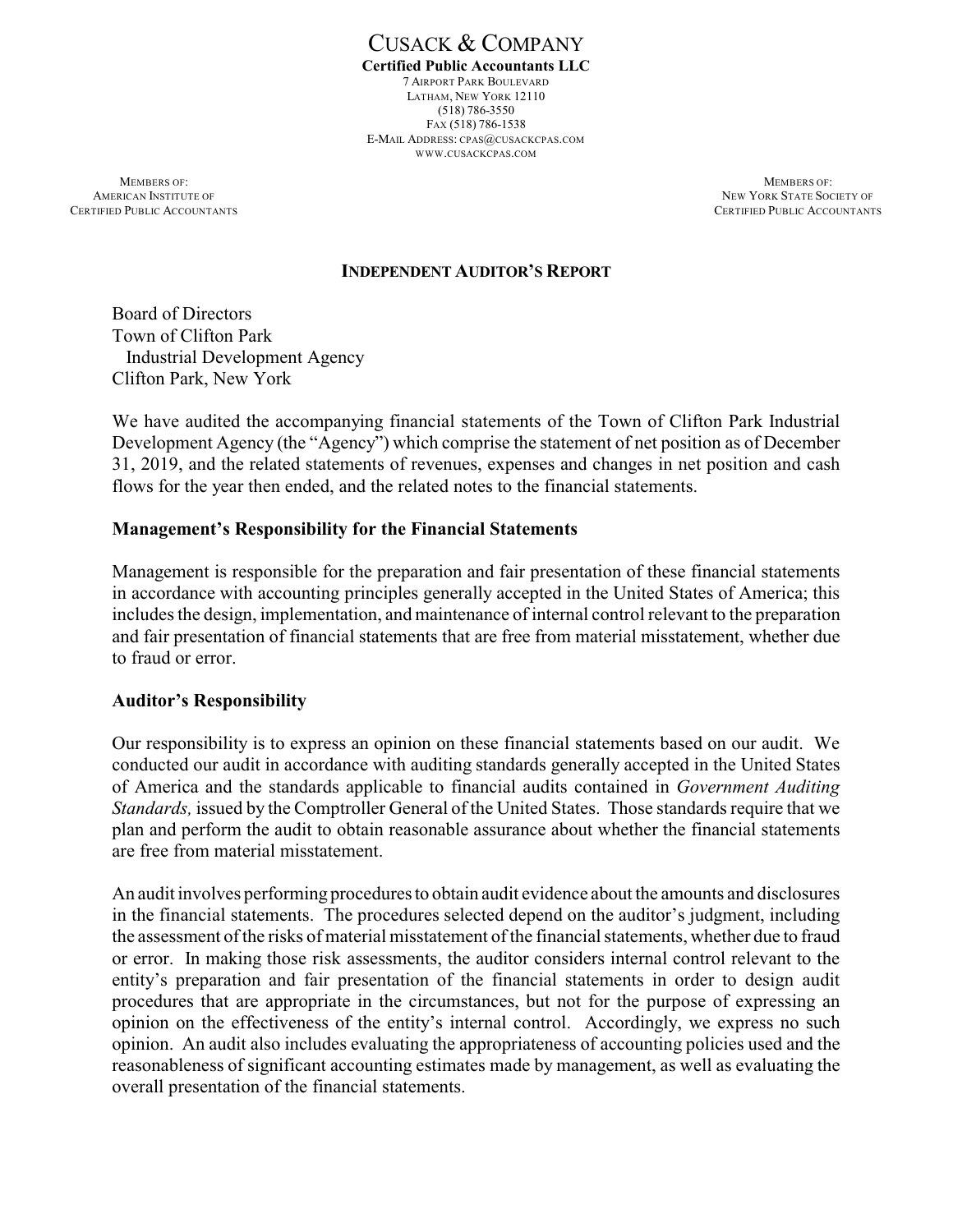# CUSACK & COMPANY

**Certified Public Accountants LLC**

7 AIRPORT PARK BOULEVARD
LATHAM, NEW YORK 12110
(518) 786-3550
FAX (518) 786-1538
E-MAIL ADDRESS: CPAS@CUSACKCPAS.COM
WWW.CUSACKCPAS.COM

MEMBERS OF:
AMERICAN INSTITUTE OF
CERTIFIED PUBLIC ACCOUNTANTS

MEMBERS OF:
NEW YORK STATE SOCIETY OF
CERTIFIED PUBLIC ACCOUNTANTS

## INDEPENDENT AUDITOR'S REPORT

Board of Directors
Town of Clifton Park
Industrial Development Agency
Clifton Park, New York

We have audited the accompanying financial statements of the Town of Clifton Park Industrial Development Agency (the "Agency") which comprise the statement of net position as of December 31, 2019, and the related statements of revenues, expenses and changes in net position and cash flows for the year then ended, and the related notes to the financial statements.

### Management's Responsibility for the Financial Statements

Management is responsible for the preparation and fair presentation of these financial statements in accordance with accounting principles generally accepted in the United States of America; this includes the design, implementation, and maintenance of internal control relevant to the preparation and fair presentation of financial statements that are free from material misstatement, whether due to fraud or error.

### Auditor's Responsibility

Our responsibility is to express an opinion on these financial statements based on our audit. We conducted our audit in accordance with auditing standards generally accepted in the United States of America and the standards applicable to financial audits contained in *Government Auditing Standards,* issued by the Comptroller General of the United States. Those standards require that we plan and perform the audit to obtain reasonable assurance about whether the financial statements are free from material misstatement.

An audit involves performing procedures to obtain audit evidence about the amounts and disclosures in the financial statements. The procedures selected depend on the auditor's judgment, including the assessment of the risks of material misstatement of the financial statements, whether due to fraud or error. In making those risk assessments, the auditor considers internal control relevant to the entity's preparation and fair presentation of the financial statements in order to design audit procedures that are appropriate in the circumstances, but not for the purpose of expressing an opinion on the effectiveness of the entity's internal control. Accordingly, we express no such opinion. An audit also includes evaluating the appropriateness of accounting policies used and the reasonableness of significant accounting estimates made by management, as well as evaluating the overall presentation of the financial statements.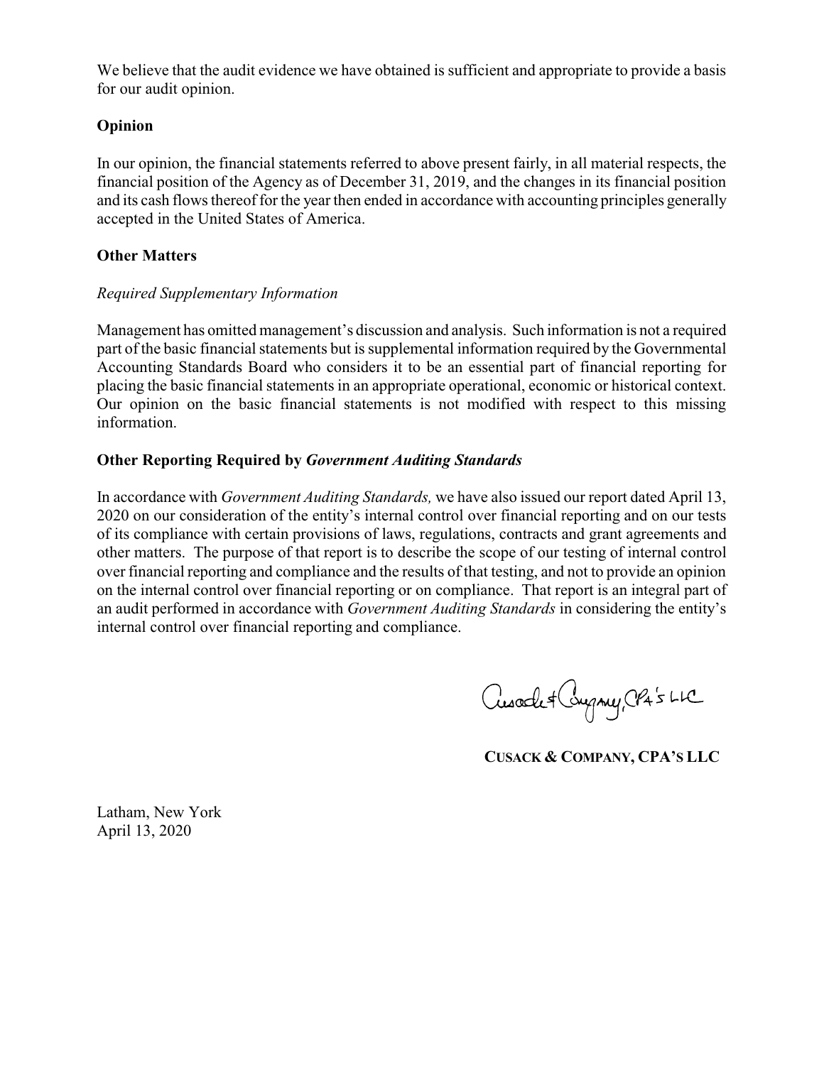We believe that the audit evidence we have obtained is sufficient and appropriate to provide a basis for our audit opinion.

**Opinion**

In our opinion, the financial statements referred to above present fairly, in all material respects, the financial position of the Agency as of December 31, 2019, and the changes in its financial position and its cash flows thereof for the year then ended in accordance with accounting principles generally accepted in the United States of America.

**Other Matters**

*Required Supplementary Information*

Management has omitted management's discussion and analysis. Such information is not a required part of the basic financial statements but is supplemental information required by the Governmental Accounting Standards Board who considers it to be an essential part of financial reporting for placing the basic financial statements in an appropriate operational, economic or historical context. Our opinion on the basic financial statements is not modified with respect to this missing information.

**Other Reporting Required by *Government Auditing Standards***

In accordance with *Government Auditing Standards,* we have also issued our report dated April 13, 2020 on our consideration of the entity's internal control over financial reporting and on our tests of its compliance with certain provisions of laws, regulations, contracts and grant agreements and other matters. The purpose of that report is to describe the scope of our testing of internal control over financial reporting and compliance and the results of that testing, and not to provide an opinion on the internal control over financial reporting or on compliance. That report is an integral part of an audit performed in accordance with *Government Auditing Standards* in considering the entity's internal control over financial reporting and compliance.

Cusack & Company, CPA's LLC

**CUSACK & COMPANY, CPA'S LLC**

Latham, New York
April 13, 2020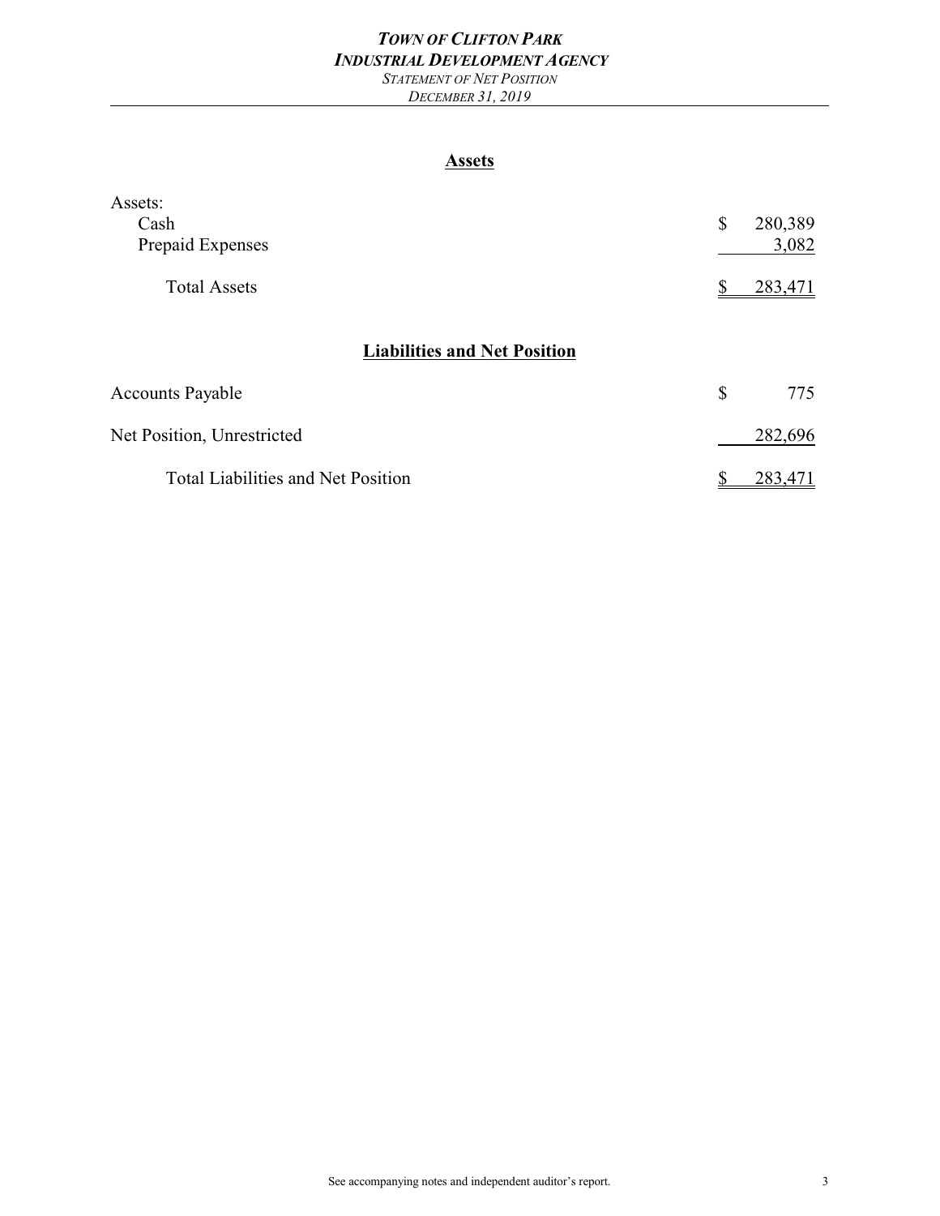***TOWN OF CLIFTON PARK***
***INDUSTRIAL DEVELOPMENT AGENCY***
*STATEMENT OF NET POSITION*
*DECEMBER 31, 2019*

## Assets

| | | |
|---|---|---|
| Assets: | | |
| Cash | $ | 280,389 |
| Prepaid Expenses | | 3,082 |
| Total Assets | $ | 283,471 |

## Liabilities and Net Position

| | | |
|---|---|---|
| Accounts Payable | $ | 775 |
| Net Position, Unrestricted | | 282,696 |
| Total Liabilities and Net Position | $ | 283,471 |

See accompanying notes and independent auditor's report.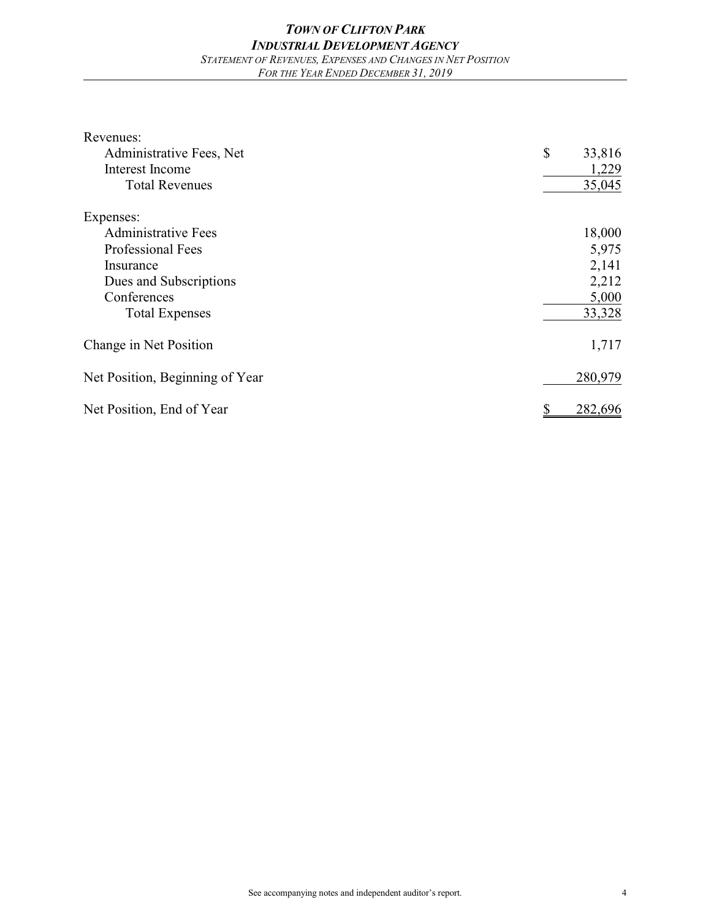# *TOWN OF CLIFTON PARK*
## *INDUSTRIAL DEVELOPMENT AGENCY*
### *STATEMENT OF REVENUES, EXPENSES AND CHANGES IN NET POSITION*
### *FOR THE YEAR ENDED DECEMBER 31, 2019*

| | |
|---|---|
| Revenues: | |
| Administrative Fees, Net | $ 33,816 |
| Interest Income | 1,229 |
| Total Revenues | 35,045 |
| Expenses: | |
| Administrative Fees | 18,000 |
| Professional Fees | 5,975 |
| Insurance | 2,141 |
| Dues and Subscriptions | 2,212 |
| Conferences | 5,000 |
| Total Expenses | 33,328 |
| Change in Net Position | 1,717 |
| Net Position, Beginning of Year | 280,979 |
| Net Position, End of Year | $ 282,696 |

See accompanying notes and independent auditor's report.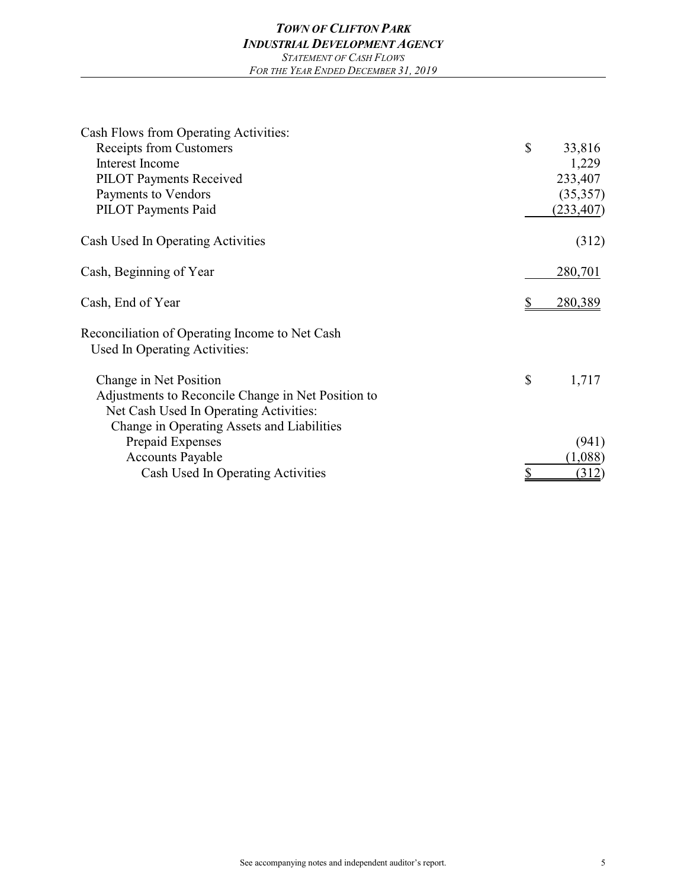# *TOWN OF CLIFTON PARK*
## *INDUSTRIAL DEVELOPMENT AGENCY*
### *STATEMENT OF CASH FLOWS*
*FOR THE YEAR ENDED DECEMBER 31, 2019*

| | |
|---|---|
| Cash Flows from Operating Activities: | |
| Receipts from Customers | $ 33,816 |
| Interest Income | 1,229 |
| PILOT Payments Received | 233,407 |
| Payments to Vendors | (35,357) |
| PILOT Payments Paid | (233,407) |
| Cash Used In Operating Activities | (312) |
| Cash, Beginning of Year | 280,701 |
| Cash, End of Year | $ 280,389 |
| Reconciliation of Operating Income to Net Cash Used In Operating Activities: | |
| Change in Net Position | $ 1,717 |
| Adjustments to Reconcile Change in Net Position to Net Cash Used In Operating Activities: | |
| Change in Operating Assets and Liabilities | |
| Prepaid Expenses | (941) |
| Accounts Payable | (1,088) |
| Cash Used In Operating Activities | $ (312) |

See accompanying notes and independent auditor's report.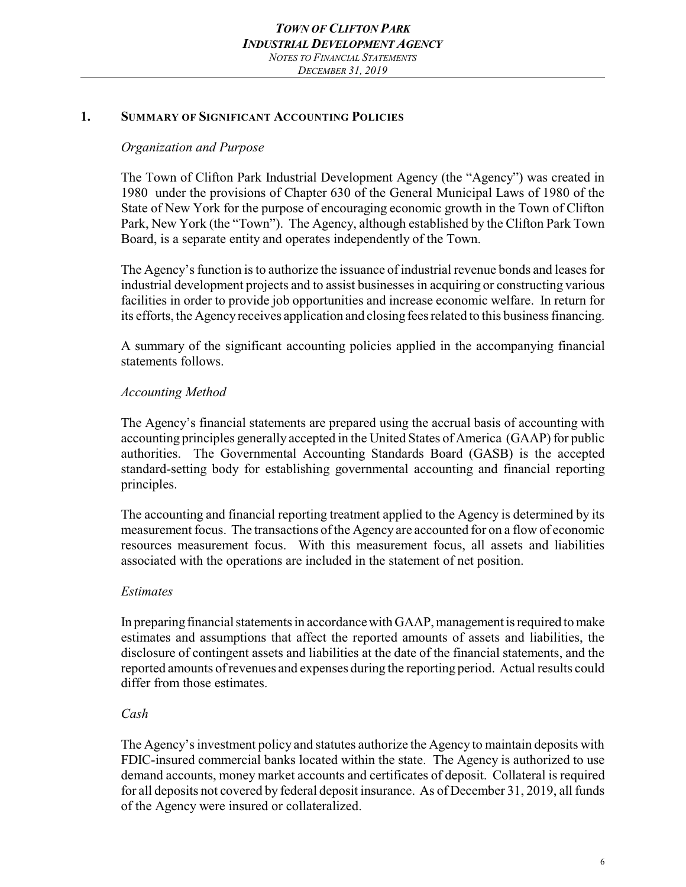## 1. Summary of Significant Accounting Policies

### *Organization and Purpose*

The Town of Clifton Park Industrial Development Agency (the "Agency") was created in 1980 under the provisions of Chapter 630 of the General Municipal Laws of 1980 of the State of New York for the purpose of encouraging economic growth in the Town of Clifton Park, New York (the "Town"). The Agency, although established by the Clifton Park Town Board, is a separate entity and operates independently of the Town.

The Agency's function is to authorize the issuance of industrial revenue bonds and leases for industrial development projects and to assist businesses in acquiring or constructing various facilities in order to provide job opportunities and increase economic welfare. In return for its efforts, the Agency receives application and closing fees related to this business financing.

A summary of the significant accounting policies applied in the accompanying financial statements follows.

### *Accounting Method*

The Agency's financial statements are prepared using the accrual basis of accounting with accounting principles generally accepted in the United States of America (GAAP) for public authorities. The Governmental Accounting Standards Board (GASB) is the accepted standard-setting body for establishing governmental accounting and financial reporting principles.

The accounting and financial reporting treatment applied to the Agency is determined by its measurement focus. The transactions of the Agency are accounted for on a flow of economic resources measurement focus. With this measurement focus, all assets and liabilities associated with the operations are included in the statement of net position.

### *Estimates*

In preparing financial statements in accordance with GAAP, management is required to make estimates and assumptions that affect the reported amounts of assets and liabilities, the disclosure of contingent assets and liabilities at the date of the financial statements, and the reported amounts of revenues and expenses during the reporting period. Actual results could differ from those estimates.

### *Cash*

The Agency's investment policy and statutes authorize the Agency to maintain deposits with FDIC-insured commercial banks located within the state. The Agency is authorized to use demand accounts, money market accounts and certificates of deposit. Collateral is required for all deposits not covered by federal deposit insurance. As of December 31, 2019, all funds of the Agency were insured or collateralized.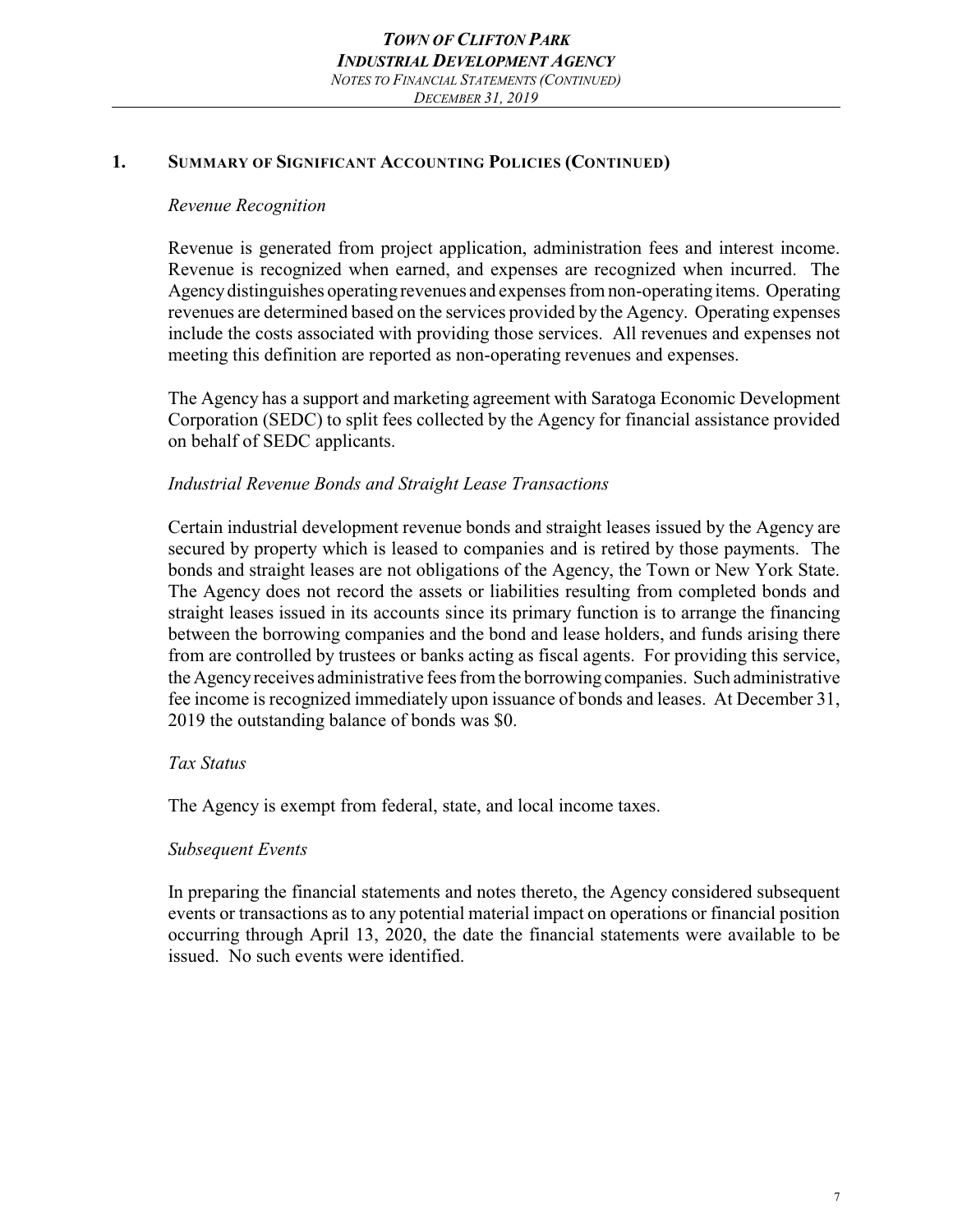## 1. Summary of Significant Accounting Policies (Continued)

*Revenue Recognition*

Revenue is generated from project application, administration fees and interest income. Revenue is recognized when earned, and expenses are recognized when incurred. The Agency distinguishes operating revenues and expenses from non-operating items. Operating revenues are determined based on the services provided by the Agency. Operating expenses include the costs associated with providing those services. All revenues and expenses not meeting this definition are reported as non-operating revenues and expenses.

The Agency has a support and marketing agreement with Saratoga Economic Development Corporation (SEDC) to split fees collected by the Agency for financial assistance provided on behalf of SEDC applicants.

*Industrial Revenue Bonds and Straight Lease Transactions*

Certain industrial development revenue bonds and straight leases issued by the Agency are secured by property which is leased to companies and is retired by those payments. The bonds and straight leases are not obligations of the Agency, the Town or New York State. The Agency does not record the assets or liabilities resulting from completed bonds and straight leases issued in its accounts since its primary function is to arrange the financing between the borrowing companies and the bond and lease holders, and funds arising there from are controlled by trustees or banks acting as fiscal agents. For providing this service, the Agency receives administrative fees from the borrowing companies. Such administrative fee income is recognized immediately upon issuance of bonds and leases. At December 31, 2019 the outstanding balance of bonds was $0.

*Tax Status*

The Agency is exempt from federal, state, and local income taxes.

*Subsequent Events*

In preparing the financial statements and notes thereto, the Agency considered subsequent events or transactions as to any potential material impact on operations or financial position occurring through April 13, 2020, the date the financial statements were available to be issued. No such events were identified.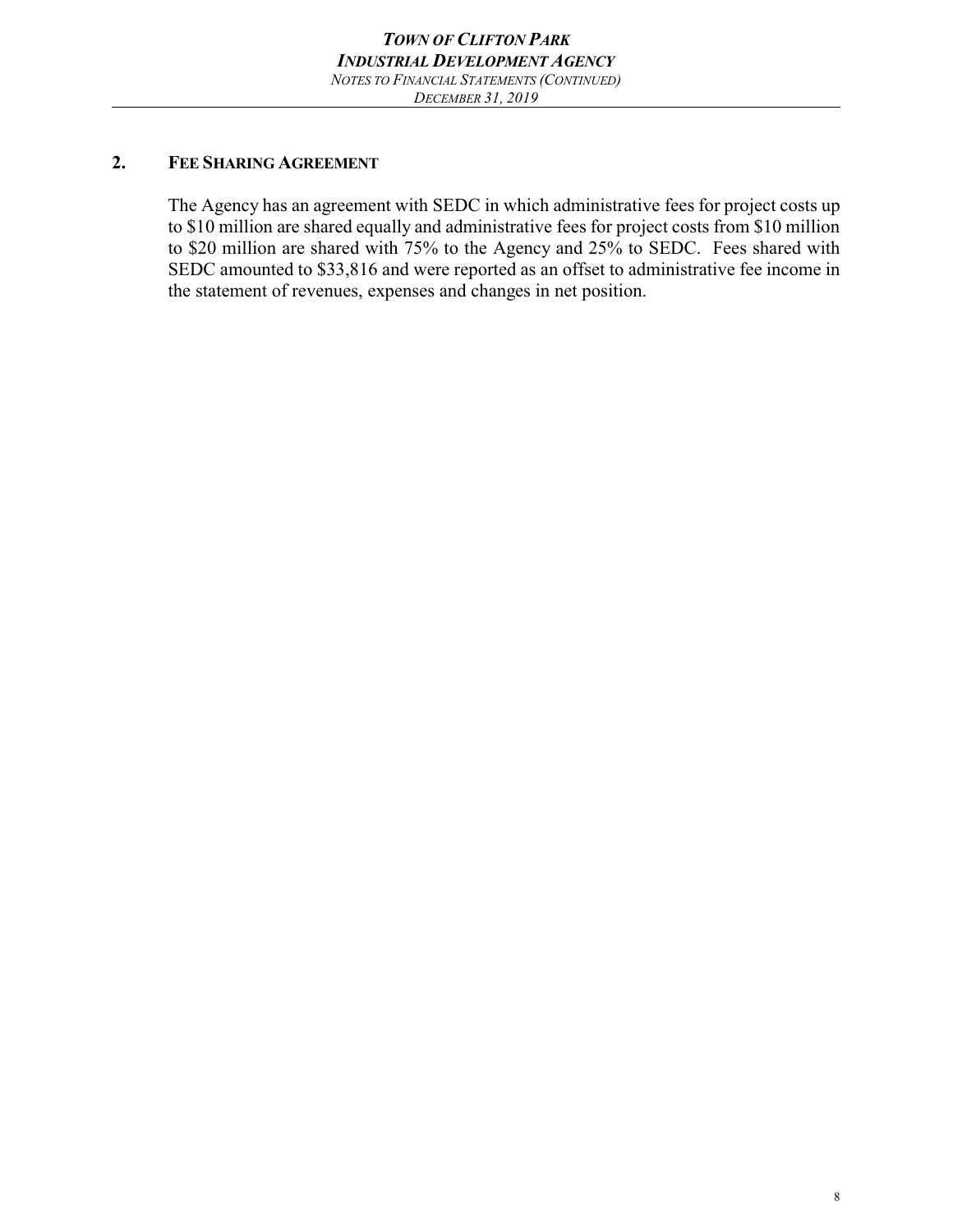## 2. FEE SHARING AGREEMENT

The Agency has an agreement with SEDC in which administrative fees for project costs up to $10 million are shared equally and administrative fees for project costs from $10 million to $20 million are shared with 75% to the Agency and 25% to SEDC. Fees shared with SEDC amounted to $33,816 and were reported as an offset to administrative fee income in the statement of revenues, expenses and changes in net position.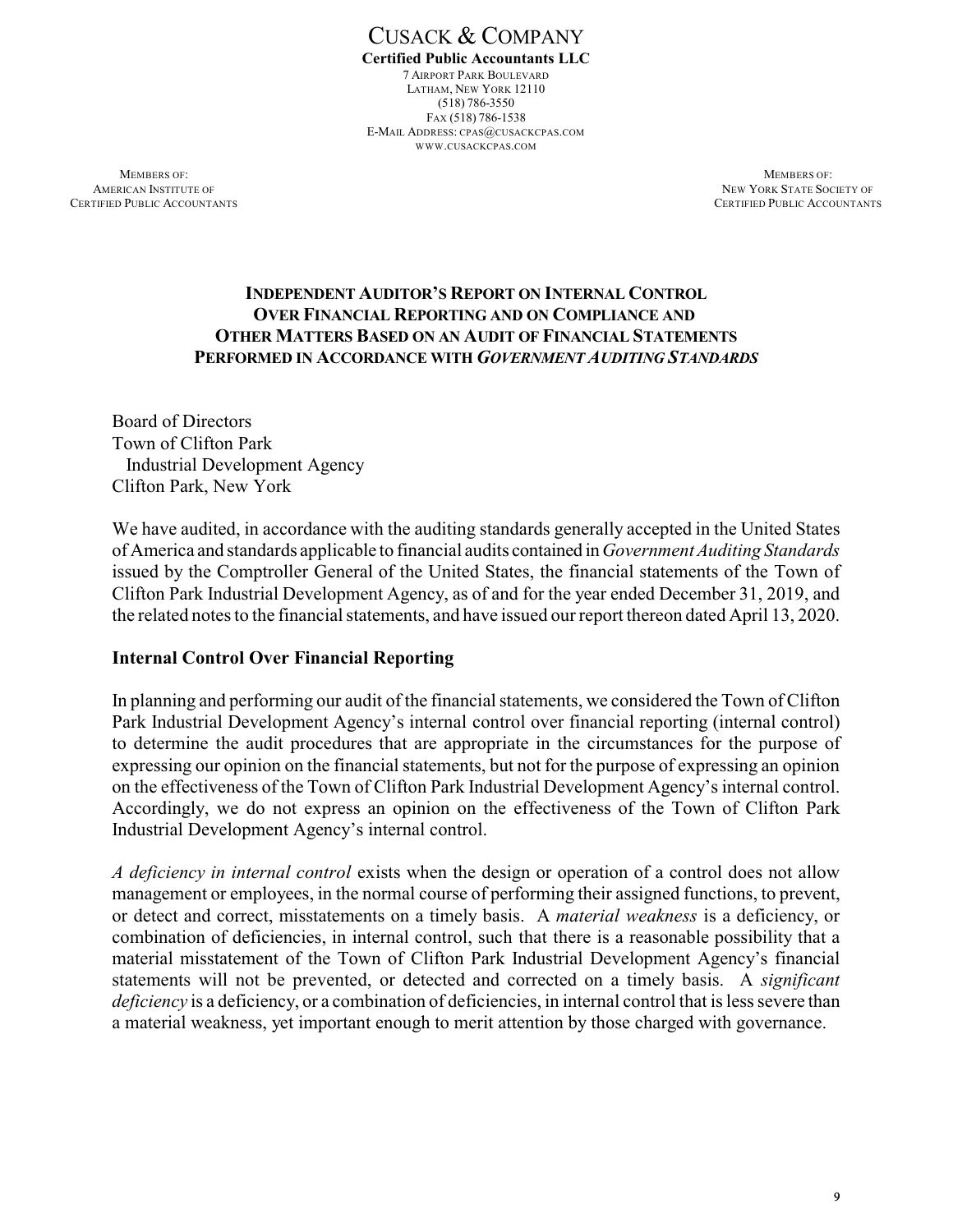# CUSACK & COMPANY

**Certified Public Accountants LLC**

7 AIRPORT PARK BOULEVARD
LATHAM, NEW YORK 12110
(518) 786-3550
FAX (518) 786-1538
E-MAIL ADDRESS: CPAS@CUSACKCPAS.COM
WWW.CUSACKCPAS.COM

MEMBERS OF:
AMERICAN INSTITUTE OF
CERTIFIED PUBLIC ACCOUNTANTS

MEMBERS OF:
NEW YORK STATE SOCIETY OF
CERTIFIED PUBLIC ACCOUNTANTS

## INDEPENDENT AUDITOR'S REPORT ON INTERNAL CONTROL OVER FINANCIAL REPORTING AND ON COMPLIANCE AND OTHER MATTERS BASED ON AN AUDIT OF FINANCIAL STATEMENTS PERFORMED IN ACCORDANCE WITH *GOVERNMENT AUDITING STANDARDS*

Board of Directors
Town of Clifton Park
Industrial Development Agency
Clifton Park, New York

We have audited, in accordance with the auditing standards generally accepted in the United States of America and standards applicable to financial audits contained in *Government Auditing Standards* issued by the Comptroller General of the United States, the financial statements of the Town of Clifton Park Industrial Development Agency, as of and for the year ended December 31, 2019, and the related notes to the financial statements, and have issued our report thereon dated April 13, 2020.

### Internal Control Over Financial Reporting

In planning and performing our audit of the financial statements, we considered the Town of Clifton Park Industrial Development Agency's internal control over financial reporting (internal control) to determine the audit procedures that are appropriate in the circumstances for the purpose of expressing our opinion on the financial statements, but not for the purpose of expressing an opinion on the effectiveness of the Town of Clifton Park Industrial Development Agency's internal control. Accordingly, we do not express an opinion on the effectiveness of the Town of Clifton Park Industrial Development Agency's internal control.

*A deficiency in internal control* exists when the design or operation of a control does not allow management or employees, in the normal course of performing their assigned functions, to prevent, or detect and correct, misstatements on a timely basis. A *material weakness* is a deficiency, or combination of deficiencies, in internal control, such that there is a reasonable possibility that a material misstatement of the Town of Clifton Park Industrial Development Agency's financial statements will not be prevented, or detected and corrected on a timely basis. A *significant deficiency* is a deficiency, or a combination of deficiencies, in internal control that is less severe than a material weakness, yet important enough to merit attention by those charged with governance.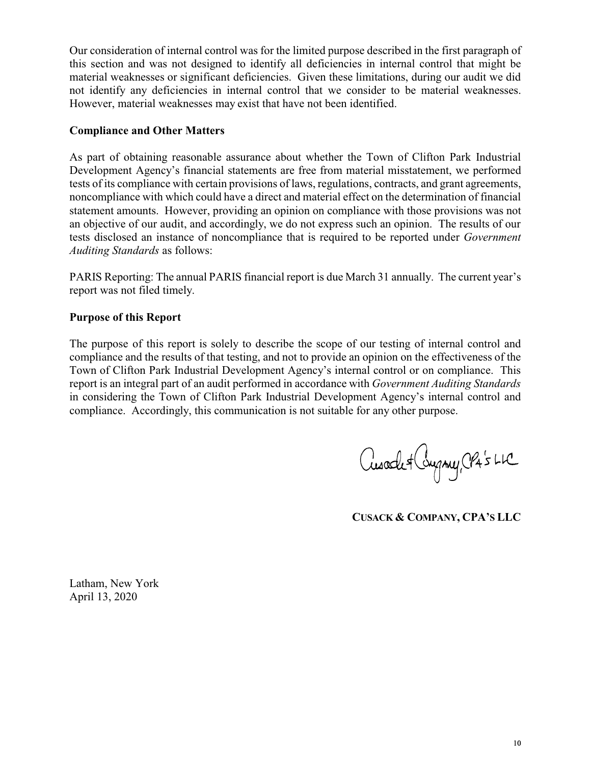Our consideration of internal control was for the limited purpose described in the first paragraph of this section and was not designed to identify all deficiencies in internal control that might be material weaknesses or significant deficiencies. Given these limitations, during our audit we did not identify any deficiencies in internal control that we consider to be material weaknesses. However, material weaknesses may exist that have not been identified.

## Compliance and Other Matters

As part of obtaining reasonable assurance about whether the Town of Clifton Park Industrial Development Agency's financial statements are free from material misstatement, we performed tests of its compliance with certain provisions of laws, regulations, contracts, and grant agreements, noncompliance with which could have a direct and material effect on the determination of financial statement amounts. However, providing an opinion on compliance with those provisions was not an objective of our audit, and accordingly, we do not express such an opinion. The results of our tests disclosed an instance of noncompliance that is required to be reported under *Government Auditing Standards* as follows:

PARIS Reporting: The annual PARIS financial report is due March 31 annually. The current year's report was not filed timely.

## Purpose of this Report

The purpose of this report is solely to describe the scope of our testing of internal control and compliance and the results of that testing, and not to provide an opinion on the effectiveness of the Town of Clifton Park Industrial Development Agency's internal control or on compliance. This report is an integral part of an audit performed in accordance with *Government Auditing Standards* in considering the Town of Clifton Park Industrial Development Agency's internal control and compliance. Accordingly, this communication is not suitable for any other purpose.

Cusack & Company, CPA's LLC

**CUSACK & COMPANY, CPA'S LLC**

Latham, New York
April 13, 2020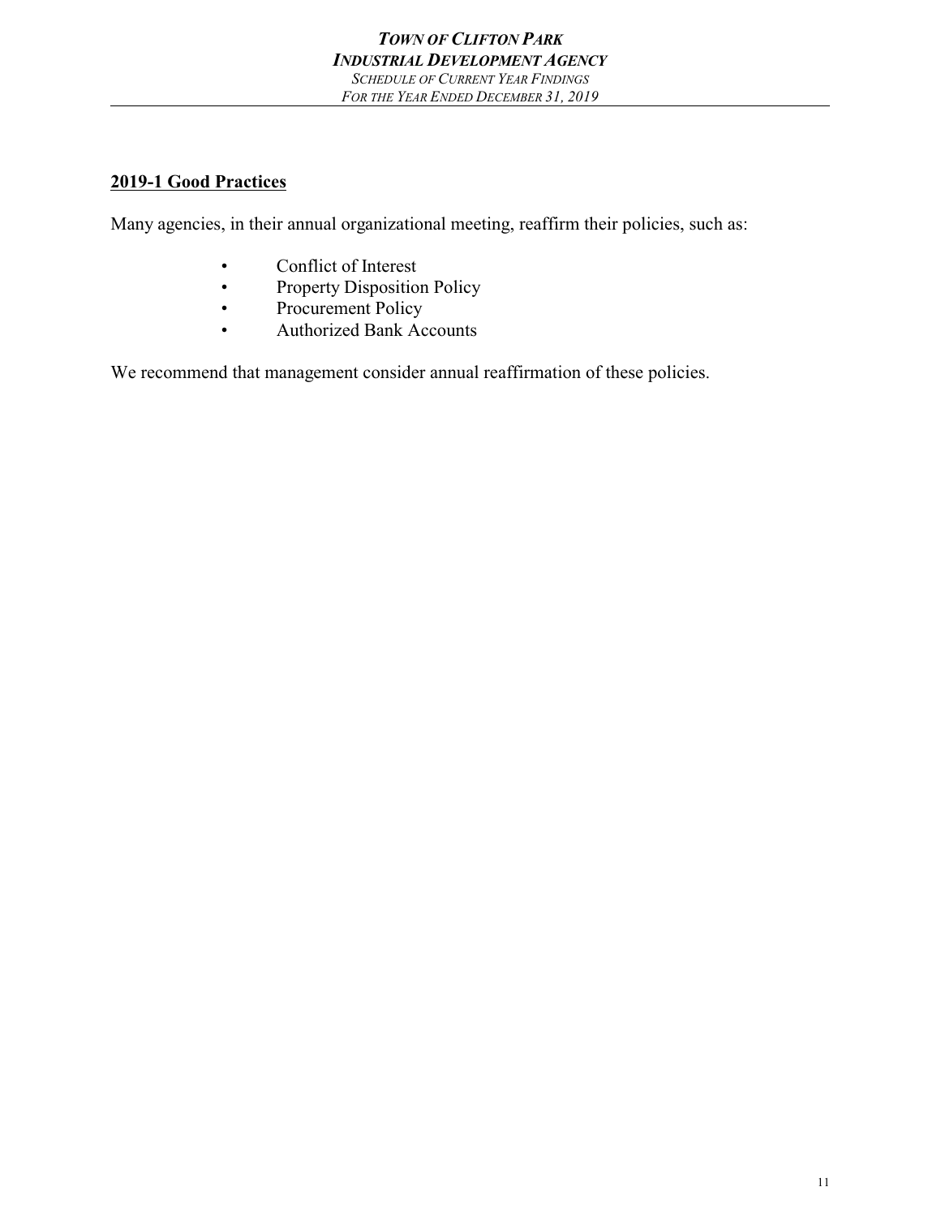# TOWN OF CLIFTON PARK
## INDUSTRIAL DEVELOPMENT AGENCY
*SCHEDULE OF CURRENT YEAR FINDINGS*
*FOR THE YEAR ENDED DECEMBER 31, 2019*

### 2019-1 Good Practices

Many agencies, in their annual organizational meeting, reaffirm their policies, such as:

- Conflict of Interest
- Property Disposition Policy
- Procurement Policy
- Authorized Bank Accounts

We recommend that management consider annual reaffirmation of these policies.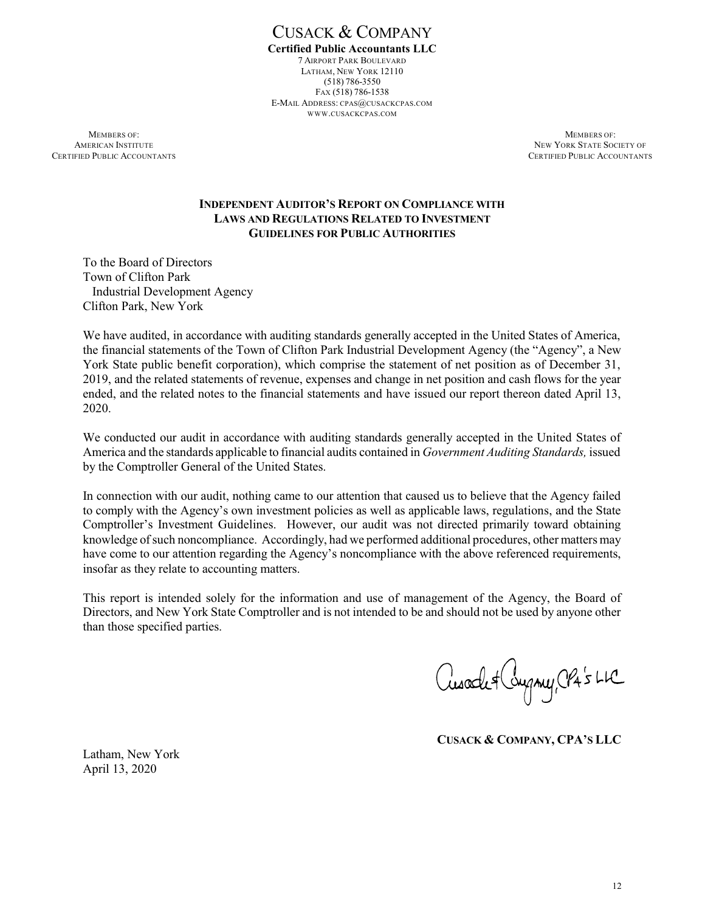# CUSACK & COMPANY

**Certified Public Accountants LLC**

7 AIRPORT PARK BOULEVARD
LATHAM, NEW YORK 12110
(518) 786-3550
FAX (518) 786-1538
E-MAIL ADDRESS: CPAS@CUSACKCPAS.COM
WWW.CUSACKCPAS.COM

MEMBERS OF:
AMERICAN INSTITUTE
CERTIFIED PUBLIC ACCOUNTANTS

MEMBERS OF:
NEW YORK STATE SOCIETY OF
CERTIFIED PUBLIC ACCOUNTANTS

## INDEPENDENT AUDITOR'S REPORT ON COMPLIANCE WITH LAWS AND REGULATIONS RELATED TO INVESTMENT GUIDELINES FOR PUBLIC AUTHORITIES

To the Board of Directors
Town of Clifton Park
Industrial Development Agency
Clifton Park, New York

We have audited, in accordance with auditing standards generally accepted in the United States of America, the financial statements of the Town of Clifton Park Industrial Development Agency (the "Agency", a New York State public benefit corporation), which comprise the statement of net position as of December 31, 2019, and the related statements of revenue, expenses and change in net position and cash flows for the year ended, and the related notes to the financial statements and have issued our report thereon dated April 13, 2020.

We conducted our audit in accordance with auditing standards generally accepted in the United States of America and the standards applicable to financial audits contained in *Government Auditing Standards,* issued by the Comptroller General of the United States.

In connection with our audit, nothing came to our attention that caused us to believe that the Agency failed to comply with the Agency's own investment policies as well as applicable laws, regulations, and the State Comptroller's Investment Guidelines. However, our audit was not directed primarily toward obtaining knowledge of such noncompliance. Accordingly, had we performed additional procedures, other matters may have come to our attention regarding the Agency's noncompliance with the above referenced requirements, insofar as they relate to accounting matters.

This report is intended solely for the information and use of management of the Agency, the Board of Directors, and New York State Comptroller and is not intended to be and should not be used by anyone other than those specified parties.

Cusack & Company, CPA's LLC

**CUSACK & COMPANY, CPA'S LLC**

Latham, New York
April 13, 2020